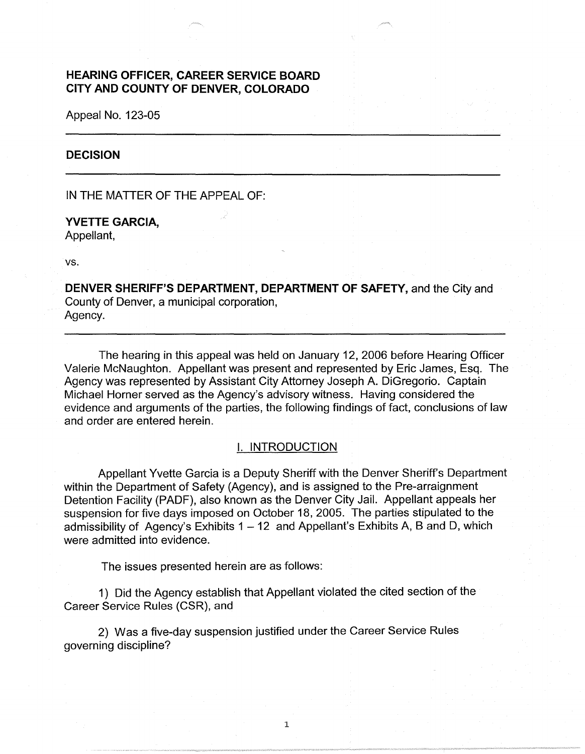**HEARING OFFICER, CAREER SERVICE BOARD**
**CITY AND COUNTY OF DENVER, COLORADO**

Appeal No. 123-05

---

**DECISION**

---

IN THE MATTER OF THE APPEAL OF:

**YVETTE GARCIA,**
Appellant,

vs.

**DENVER SHERIFF'S DEPARTMENT, DEPARTMENT OF SAFETY,** and the City and County of Denver, a municipal corporation,
Agency.

---

The hearing in this appeal was held on January 12, 2006 before Hearing Officer Valerie McNaughton. Appellant was present and represented by Eric James, Esq. The Agency was represented by Assistant City Attorney Joseph A. DiGregorio. Captain Michael Horner served as the Agency's advisory witness. Having considered the evidence and arguments of the parties, the following findings of fact, conclusions of law and order are entered herein.

## I. INTRODUCTION

Appellant Yvette Garcia is a Deputy Sheriff with the Denver Sheriff's Department within the Department of Safety (Agency), and is assigned to the Pre-arraignment Detention Facility (PADF), also known as the Denver City Jail. Appellant appeals her suspension for five days imposed on October 18, 2005. The parties stipulated to the admissibility of Agency's Exhibits 1 – 12 and Appellant's Exhibits A, B and D, which were admitted into evidence.

The issues presented herein are as follows:

1) Did the Agency establish that Appellant violated the cited section of the Career Service Rules (CSR), and

2) Was a five-day suspension justified under the Career Service Rules governing discipline?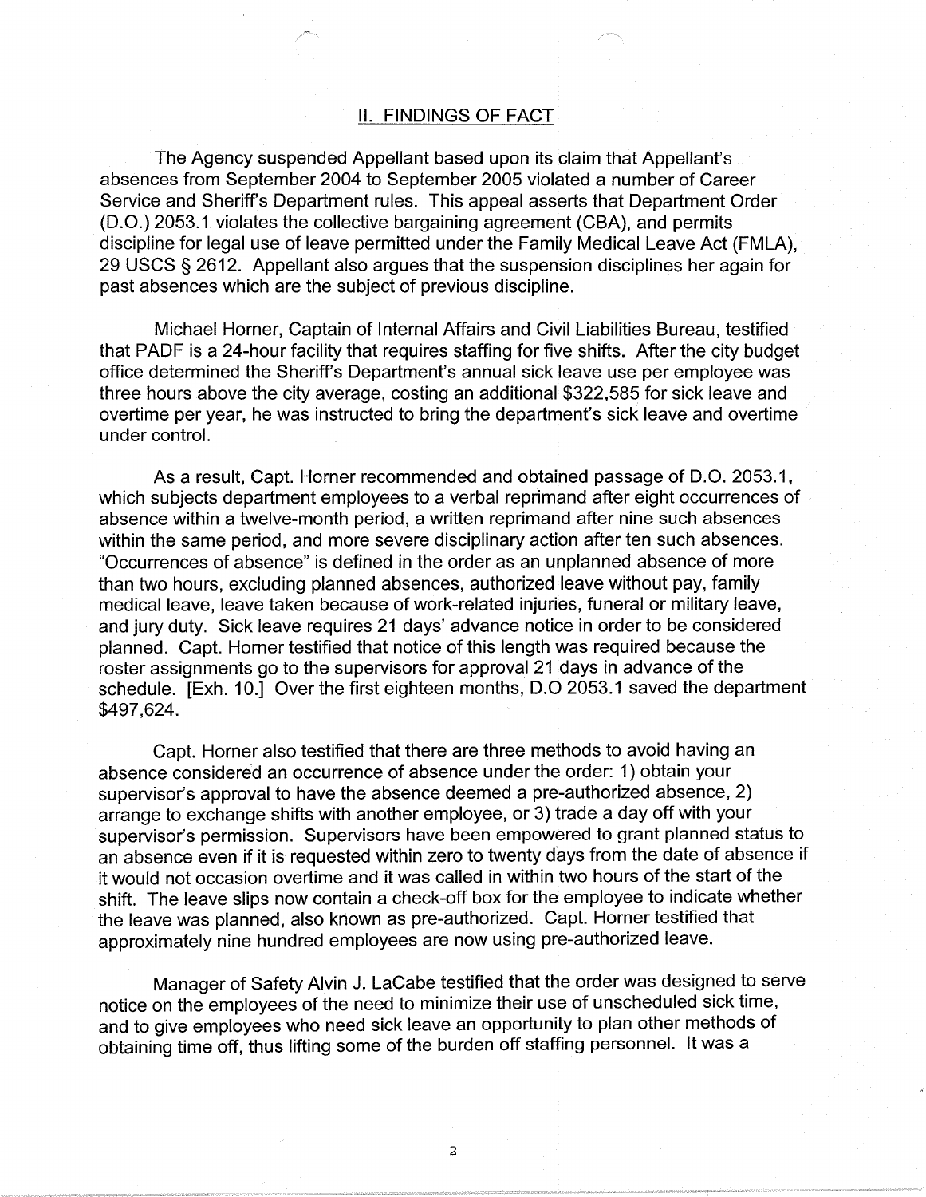## II. FINDINGS OF FACT

The Agency suspended Appellant based upon its claim that Appellant's absences from September 2004 to September 2005 violated a number of Career Service and Sheriff's Department rules. This appeal asserts that Department Order (D.O.) 2053.1 violates the collective bargaining agreement (CBA), and permits discipline for legal use of leave permitted under the Family Medical Leave Act (FMLA), 29 USCS § 2612. Appellant also argues that the suspension disciplines her again for past absences which are the subject of previous discipline.

Michael Horner, Captain of Internal Affairs and Civil Liabilities Bureau, testified that PADF is a 24-hour facility that requires staffing for five shifts. After the city budget office determined the Sheriff's Department's annual sick leave use per employee was three hours above the city average, costing an additional $322,585 for sick leave and overtime per year, he was instructed to bring the department's sick leave and overtime under control.

As a result, Capt. Horner recommended and obtained passage of D.O. 2053.1, which subjects department employees to a verbal reprimand after eight occurrences of absence within a twelve-month period, a written reprimand after nine such absences within the same period, and more severe disciplinary action after ten such absences. "Occurrences of absence" is defined in the order as an unplanned absence of more than two hours, excluding planned absences, authorized leave without pay, family medical leave, leave taken because of work-related injuries, funeral or military leave, and jury duty. Sick leave requires 21 days' advance notice in order to be considered planned. Capt. Horner testified that notice of this length was required because the roster assignments go to the supervisors for approval 21 days in advance of the schedule. [Exh. 10.] Over the first eighteen months, D.O 2053.1 saved the department $497,624.

Capt. Horner also testified that there are three methods to avoid having an absence considered an occurrence of absence under the order: 1) obtain your supervisor's approval to have the absence deemed a pre-authorized absence, 2) arrange to exchange shifts with another employee, or 3) trade a day off with your supervisor's permission. Supervisors have been empowered to grant planned status to an absence even if it is requested within zero to twenty days from the date of absence if it would not occasion overtime and it was called in within two hours of the start of the shift. The leave slips now contain a check-off box for the employee to indicate whether the leave was planned, also known as pre-authorized. Capt. Horner testified that approximately nine hundred employees are now using pre-authorized leave.

Manager of Safety Alvin J. LaCabe testified that the order was designed to serve notice on the employees of the need to minimize their use of unscheduled sick time, and to give employees who need sick leave an opportunity to plan other methods of obtaining time off, thus lifting some of the burden off staffing personnel. It was a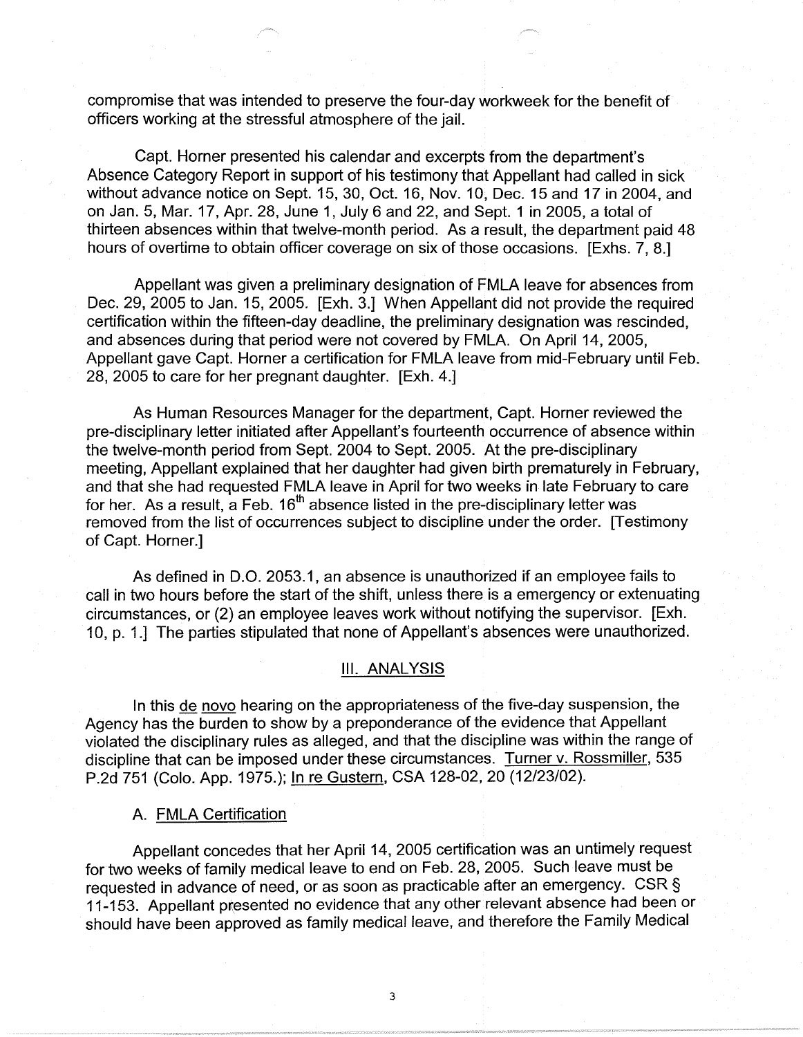compromise that was intended to preserve the four-day workweek for the benefit of officers working at the stressful atmosphere of the jail.

Capt. Horner presented his calendar and excerpts from the department's Absence Category Report in support of his testimony that Appellant had called in sick without advance notice on Sept. 15, 30, Oct. 16, Nov. 10, Dec. 15 and 17 in 2004, and on Jan. 5, Mar. 17, Apr. 28, June 1, July 6 and 22, and Sept. 1 in 2005, a total of thirteen absences within that twelve-month period. As a result, the department paid 48 hours of overtime to obtain officer coverage on six of those occasions. [Exhs. 7, 8.]

Appellant was given a preliminary designation of FMLA leave for absences from Dec. 29, 2005 to Jan. 15, 2005. [Exh. 3.] When Appellant did not provide the required certification within the fifteen-day deadline, the preliminary designation was rescinded, and absences during that period were not covered by FMLA. On April 14, 2005, Appellant gave Capt. Horner a certification for FMLA leave from mid-February until Feb. 28, 2005 to care for her pregnant daughter. [Exh. 4.]

As Human Resources Manager for the department, Capt. Horner reviewed the pre-disciplinary letter initiated after Appellant's fourteenth occurrence of absence within the twelve-month period from Sept. 2004 to Sept. 2005. At the pre-disciplinary meeting, Appellant explained that her daughter had given birth prematurely in February, and that she had requested FMLA leave in April for two weeks in late February to care for her. As a result, a Feb. 16th absence listed in the pre-disciplinary letter was removed from the list of occurrences subject to discipline under the order. [Testimony of Capt. Horner.]

As defined in D.O. 2053.1, an absence is unauthorized if an employee fails to call in two hours before the start of the shift, unless there is a emergency or extenuating circumstances, or (2) an employee leaves work without notifying the supervisor. [Exh. 10, p. 1.] The parties stipulated that none of Appellant's absences were unauthorized.

## III. ANALYSIS

In this de novo hearing on the appropriateness of the five-day suspension, the Agency has the burden to show by a preponderance of the evidence that Appellant violated the disciplinary rules as alleged, and that the discipline was within the range of discipline that can be imposed under these circumstances. Turner v. Rossmiller, 535 P.2d 751 (Colo. App. 1975.); In re Gustern, CSA 128-02, 20 (12/23/02).

### A. FMLA Certification

Appellant concedes that her April 14, 2005 certification was an untimely request for two weeks of family medical leave to end on Feb. 28, 2005. Such leave must be requested in advance of need, or as soon as practicable after an emergency. CSR § 11-153. Appellant presented no evidence that any other relevant absence had been or should have been approved as family medical leave, and therefore the Family Medical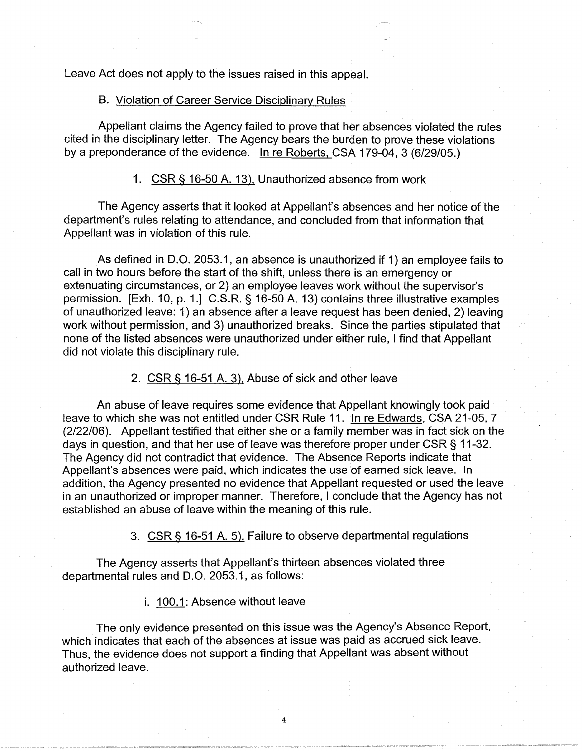Leave Act does not apply to the issues raised in this appeal.

### B. Violation of Career Service Disciplinary Rules

Appellant claims the Agency failed to prove that her absences violated the rules cited in the disciplinary letter. The Agency bears the burden to prove these violations by a preponderance of the evidence. In re Roberts, CSA 179-04, 3 (6/29/05.)

#### 1. CSR § 16-50 A. 13), Unauthorized absence from work

The Agency asserts that it looked at Appellant's absences and her notice of the department's rules relating to attendance, and concluded from that information that Appellant was in violation of this rule.

As defined in D.O. 2053.1, an absence is unauthorized if 1) an employee fails to call in two hours before the start of the shift, unless there is an emergency or extenuating circumstances, or 2) an employee leaves work without the supervisor's permission. [Exh. 10, p. 1.] C.S.R. § 16-50 A. 13) contains three illustrative examples of unauthorized leave: 1) an absence after a leave request has been denied, 2) leaving work without permission, and 3) unauthorized breaks. Since the parties stipulated that none of the listed absences were unauthorized under either rule, I find that Appellant did not violate this disciplinary rule.

#### 2. CSR § 16-51 A. 3), Abuse of sick and other leave

An abuse of leave requires some evidence that Appellant knowingly took paid leave to which she was not entitled under CSR Rule 11. In re Edwards, CSA 21-05, 7 (2/22/06). Appellant testified that either she or a family member was in fact sick on the days in question, and that her use of leave was therefore proper under CSR § 11-32. The Agency did not contradict that evidence. The Absence Reports indicate that Appellant's absences were paid, which indicates the use of earned sick leave. In addition, the Agency presented no evidence that Appellant requested or used the leave in an unauthorized or improper manner. Therefore, I conclude that the Agency has not established an abuse of leave within the meaning of this rule.

#### 3. CSR § 16-51 A. 5), Failure to observe departmental regulations

The Agency asserts that Appellant's thirteen absences violated three departmental rules and D.O. 2053.1, as follows:

##### i. 100.1: Absence without leave

The only evidence presented on this issue was the Agency's Absence Report, which indicates that each of the absences at issue was paid as accrued sick leave. Thus, the evidence does not support a finding that Appellant was absent without authorized leave.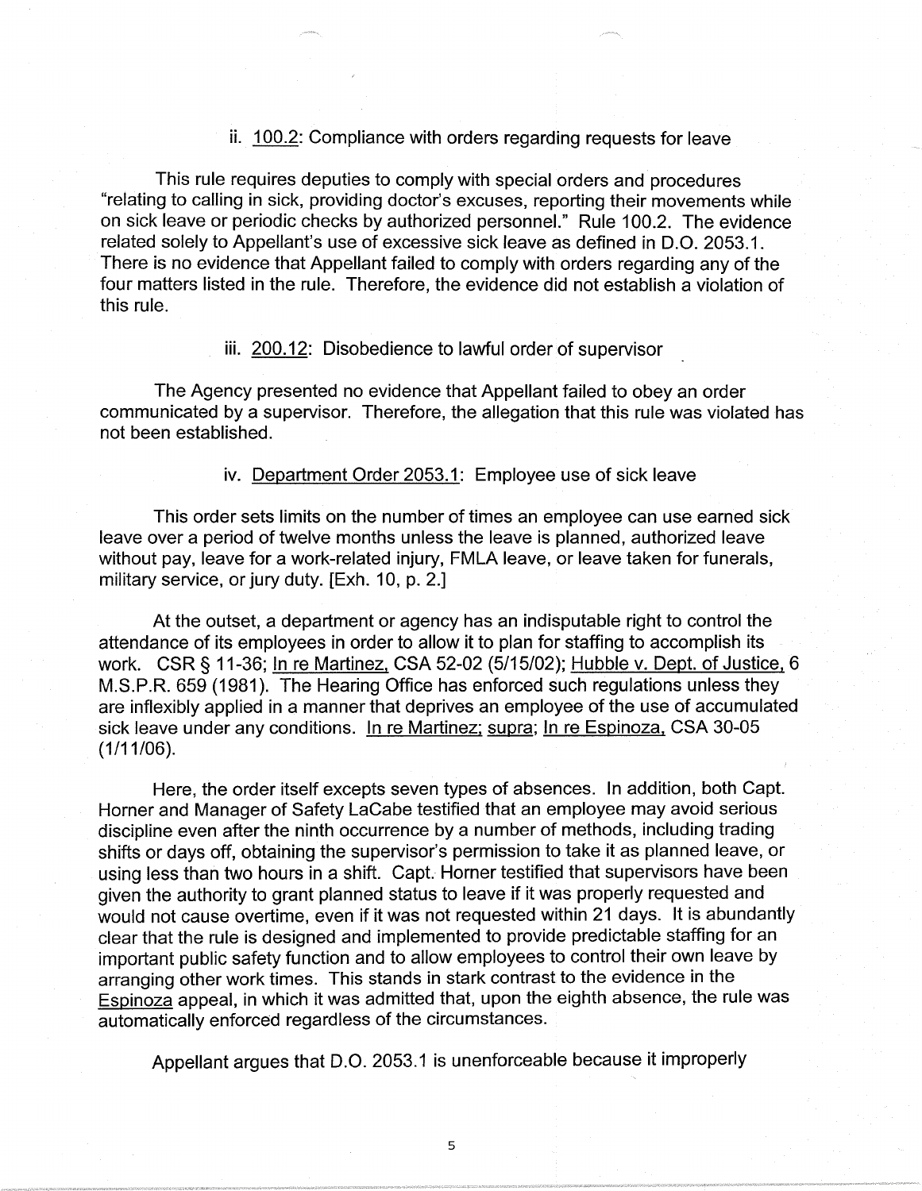ii. 100.2: Compliance with orders regarding requests for leave

This rule requires deputies to comply with special orders and procedures "relating to calling in sick, providing doctor's excuses, reporting their movements while on sick leave or periodic checks by authorized personnel." Rule 100.2. The evidence related solely to Appellant's use of excessive sick leave as defined in D.O. 2053.1. There is no evidence that Appellant failed to comply with orders regarding any of the four matters listed in the rule. Therefore, the evidence did not establish a violation of this rule.

iii. 200.12: Disobedience to lawful order of supervisor

The Agency presented no evidence that Appellant failed to obey an order communicated by a supervisor. Therefore, the allegation that this rule was violated has not been established.

iv. Department Order 2053.1: Employee use of sick leave

This order sets limits on the number of times an employee can use earned sick leave over a period of twelve months unless the leave is planned, authorized leave without pay, leave for a work-related injury, FMLA leave, or leave taken for funerals, military service, or jury duty. [Exh. 10, p. 2.]

At the outset, a department or agency has an indisputable right to control the attendance of its employees in order to allow it to plan for staffing to accomplish its work. CSR § 11-36; In re Martinez, CSA 52-02 (5/15/02); Hubble v. Dept. of Justice, 6 M.S.P.R. 659 (1981). The Hearing Office has enforced such regulations unless they are inflexibly applied in a manner that deprives an employee of the use of accumulated sick leave under any conditions. In re Martinez; supra; In re Espinoza, CSA 30-05 (1/11/06).

Here, the order itself excepts seven types of absences. In addition, both Capt. Horner and Manager of Safety LaCabe testified that an employee may avoid serious discipline even after the ninth occurrence by a number of methods, including trading shifts or days off, obtaining the supervisor's permission to take it as planned leave, or using less than two hours in a shift. Capt. Horner testified that supervisors have been given the authority to grant planned status to leave if it was properly requested and would not cause overtime, even if it was not requested within 21 days. It is abundantly clear that the rule is designed and implemented to provide predictable staffing for an important public safety function and to allow employees to control their own leave by arranging other work times. This stands in stark contrast to the evidence in the Espinoza appeal, in which it was admitted that, upon the eighth absence, the rule was automatically enforced regardless of the circumstances.

Appellant argues that D.O. 2053.1 is unenforceable because it improperly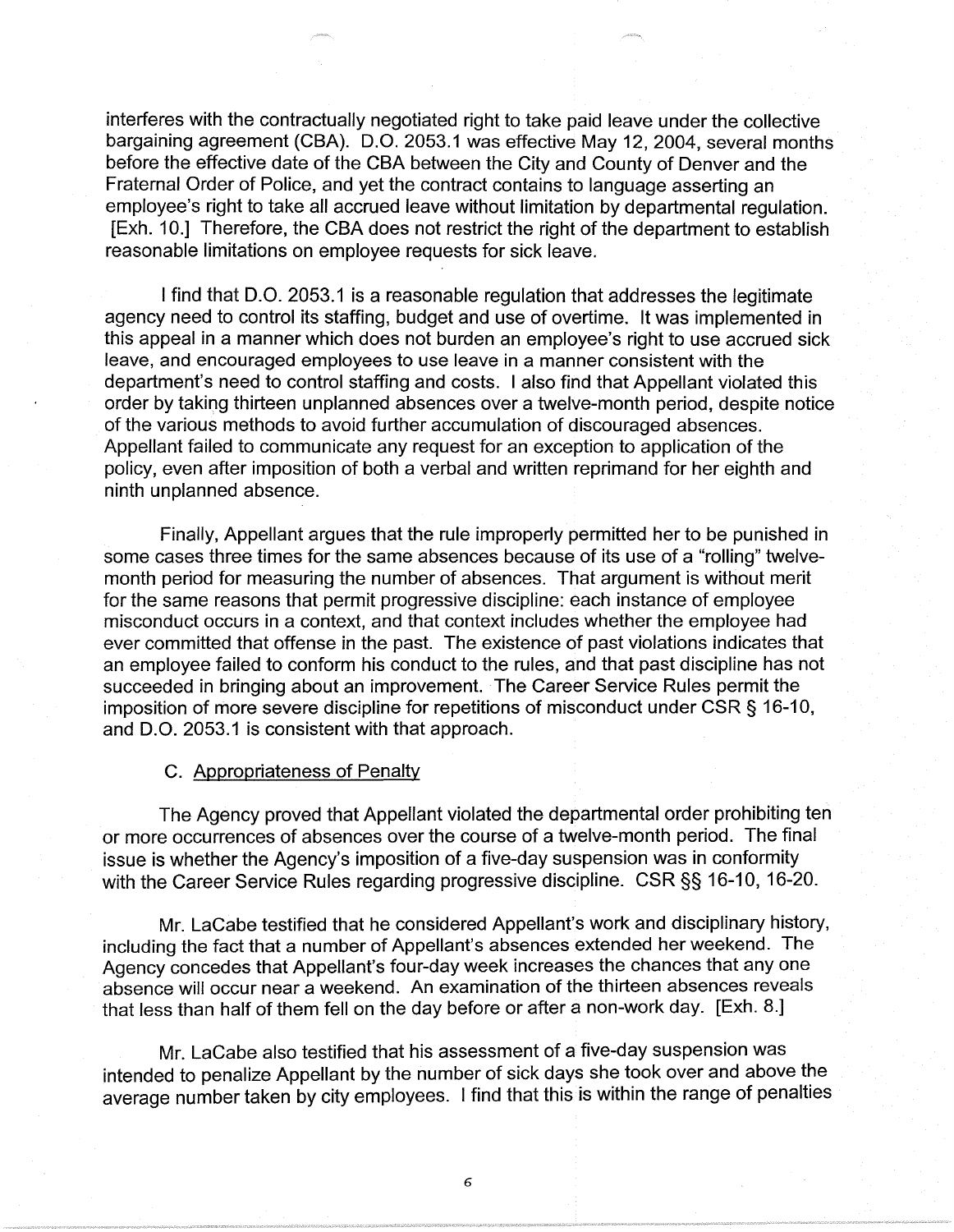interferes with the contractually negotiated right to take paid leave under the collective bargaining agreement (CBA). D.O. 2053.1 was effective May 12, 2004, several months before the effective date of the CBA between the City and County of Denver and the Fraternal Order of Police, and yet the contract contains to language asserting an employee's right to take all accrued leave without limitation by departmental regulation. [Exh. 10.] Therefore, the CBA does not restrict the right of the department to establish reasonable limitations on employee requests for sick leave.

I find that D.O. 2053.1 is a reasonable regulation that addresses the legitimate agency need to control its staffing, budget and use of overtime. It was implemented in this appeal in a manner which does not burden an employee's right to use accrued sick leave, and encouraged employees to use leave in a manner consistent with the department's need to control staffing and costs. I also find that Appellant violated this order by taking thirteen unplanned absences over a twelve-month period, despite notice of the various methods to avoid further accumulation of discouraged absences. Appellant failed to communicate any request for an exception to application of the policy, even after imposition of both a verbal and written reprimand for her eighth and ninth unplanned absence.

Finally, Appellant argues that the rule improperly permitted her to be punished in some cases three times for the same absences because of its use of a "rolling" twelve-month period for measuring the number of absences. That argument is without merit for the same reasons that permit progressive discipline: each instance of employee misconduct occurs in a context, and that context includes whether the employee had ever committed that offense in the past. The existence of past violations indicates that an employee failed to conform his conduct to the rules, and that past discipline has not succeeded in bringing about an improvement. The Career Service Rules permit the imposition of more severe discipline for repetitions of misconduct under CSR § 16-10, and D.O. 2053.1 is consistent with that approach.

C. Appropriateness of Penalty

The Agency proved that Appellant violated the departmental order prohibiting ten or more occurrences of absences over the course of a twelve-month period. The final issue is whether the Agency's imposition of a five-day suspension was in conformity with the Career Service Rules regarding progressive discipline. CSR §§ 16-10, 16-20.

Mr. LaCabe testified that he considered Appellant's work and disciplinary history, including the fact that a number of Appellant's absences extended her weekend. The Agency concedes that Appellant's four-day week increases the chances that any one absence will occur near a weekend. An examination of the thirteen absences reveals that less than half of them fell on the day before or after a non-work day. [Exh. 8.]

Mr. LaCabe also testified that his assessment of a five-day suspension was intended to penalize Appellant by the number of sick days she took over and above the average number taken by city employees. I find that this is within the range of penalties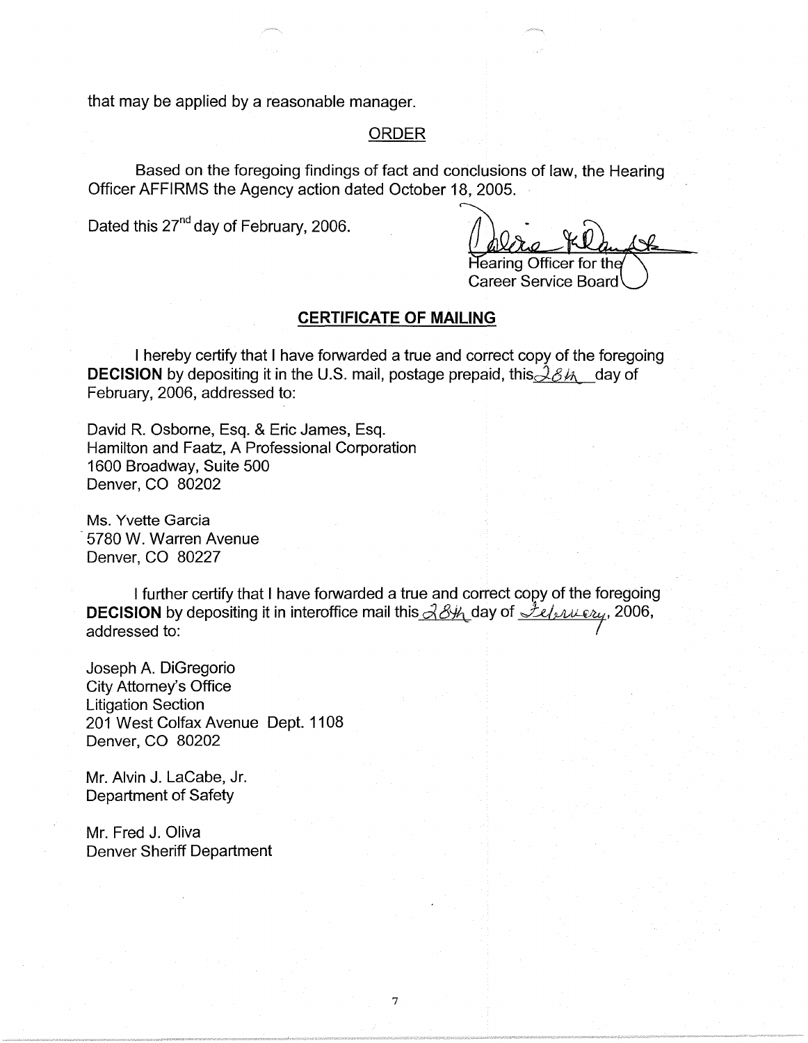that may be applied by a reasonable manager.

## ORDER

Based on the foregoing findings of fact and conclusions of law, the Hearing Officer AFFIRMS the Agency action dated October 18, 2005.

Dated this 27[nd] day of February, 2006.

Hearing Officer for the
Career Service Board

## CERTIFICATE OF MAILING

I hereby certify that I have forwarded a true and correct copy of the foregoing **DECISION** by depositing it in the U.S. mail, postage prepaid, this 28th day of February, 2006, addressed to:

David R. Osborne, Esq. & Eric James, Esq.
Hamilton and Faatz, A Professional Corporation
1600 Broadway, Suite 500
Denver, CO 80202

Ms. Yvette Garcia
5780 W. Warren Avenue
Denver, CO 80227

I further certify that I have forwarded a true and correct copy of the foregoing **DECISION** by depositing it in interoffice mail this 28th day of February, 2006, addressed to:

Joseph A. DiGregorio
City Attorney's Office
Litigation Section
201 West Colfax Avenue Dept. 1108
Denver, CO 80202

Mr. Alvin J. LaCabe, Jr.
Department of Safety

Mr. Fred J. Oliva
Denver Sheriff Department